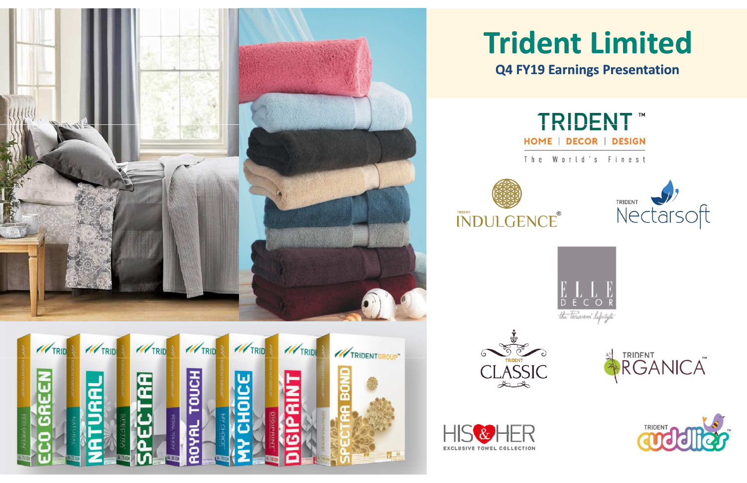# Trident Limited

## Q4 FY19 Earnings Presentation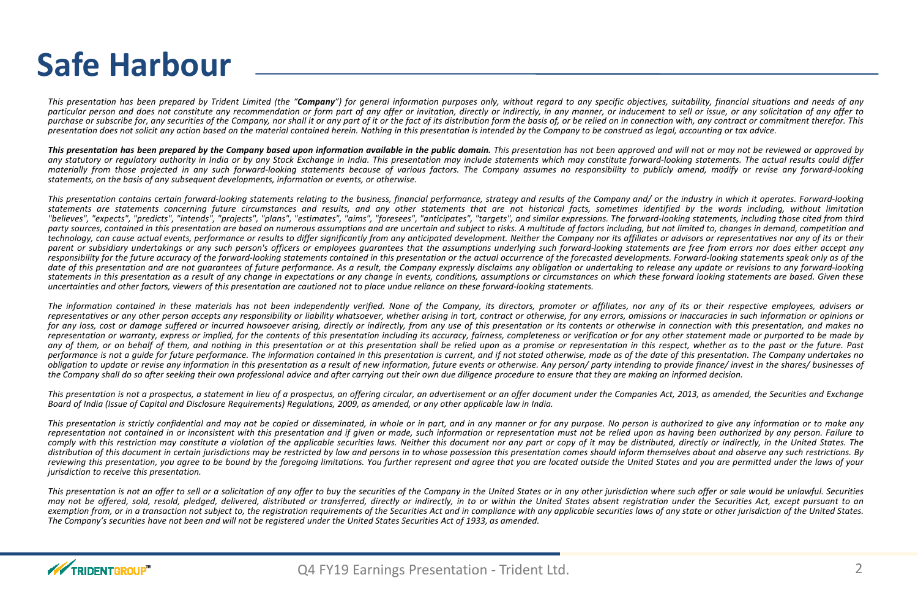# Safe Harbour

*This presentation has been prepared by Trident Limited (the "**Company**") for general information purposes only, without regard to any specific objectives, suitability, financial situations and needs of any particular person and does not constitute any recommendation or form part of any offer or invitation, directly or indirectly, in any manner, or inducement to sell or issue, or any solicitation of any offer to purchase or subscribe for, any securities of the Company, nor shall it or any part of it or the fact of its distribution form the basis of, or be relied on in connection with, any contract or commitment therefor. This presentation does not solicit any action based on the material contained herein. Nothing in this presentation is intended by the Company to be construed as legal, accounting or tax advice.*

***This presentation has been prepared by the Company based upon information available in the public domain.*** *This presentation has not been approved and will not or may not be reviewed or approved by any statutory or regulatory authority in India or by any Stock Exchange in India. This presentation may include statements which may constitute forward-looking statements. The actual results could differ materially from those projected in any such forward-looking statements because of various factors. The Company assumes no responsibility to publicly amend, modify or revise any forward-looking statements, on the basis of any subsequent developments, information or events, or otherwise.*

*This presentation contains certain forward-looking statements relating to the business, financial performance, strategy and results of the Company and/ or the industry in which it operates. Forward-looking statements are statements concerning future circumstances and results, and any other statements that are not historical facts, sometimes identified by the words including, without limitation "believes", "expects", "predicts", "intends", "projects", "plans", "estimates", "aims", "foresees", "anticipates", "targets", and similar expressions. The forward-looking statements, including those cited from third party sources, contained in this presentation are based on numerous assumptions and are uncertain and subject to risks. A multitude of factors including, but not limited to, changes in demand, competition and technology, can cause actual events, performance or results to differ significantly from any anticipated development. Neither the Company nor its affiliates or advisors or representatives nor any of its or their parent or subsidiary undertakings or any such person's officers or employees guarantees that the assumptions underlying such forward-looking statements are free from errors nor does either accept any responsibility for the future accuracy of the forward-looking statements contained in this presentation or the actual occurrence of the forecasted developments. Forward-looking statements speak only as of the date of this presentation and are not guarantees of future performance. As a result, the Company expressly disclaims any obligation or undertaking to release any update or revisions to any forward-looking statements in this presentation as a result of any change in expectations or any change in events, conditions, assumptions or circumstances on which these forward looking statements are based. Given these uncertainties and other factors, viewers of this presentation are cautioned not to place undue reliance on these forward-looking statements.*

*The information contained in these materials has not been independently verified. None of the Company, its directors, promoter or affiliates, nor any of its or their respective employees, advisers or representatives or any other person accepts any responsibility or liability whatsoever, whether arising in tort, contract or otherwise, for any errors, omissions or inaccuracies in such information or opinions or for any loss, cost or damage suffered or incurred howsoever arising, directly or indirectly, from any use of this presentation or its contents or otherwise in connection with this presentation, and makes no representation or warranty, express or implied, for the contents of this presentation including its accuracy, fairness, completeness or verification or for any other statement made or purported to be made by any of them, or on behalf of them, and nothing in this presentation or at this presentation shall be relied upon as a promise or representation in this respect, whether as to the past or the future. Past performance is not a guide for future performance. The information contained in this presentation is current, and if not stated otherwise, made as of the date of this presentation. The Company undertakes no obligation to update or revise any information in this presentation as a result of new information, future events or otherwise. Any person/ party intending to provide finance/ invest in the shares/ businesses of the Company shall do so after seeking their own professional advice and after carrying out their own due diligence procedure to ensure that they are making an informed decision.*

*This presentation is not a prospectus, a statement in lieu of a prospectus, an offering circular, an advertisement or an offer document under the Companies Act, 2013, as amended, the Securities and Exchange Board of India (Issue of Capital and Disclosure Requirements) Regulations, 2009, as amended, or any other applicable law in India.*

*This presentation is strictly confidential and may not be copied or disseminated, in whole or in part, and in any manner or for any purpose. No person is authorized to give any information or to make any representation not contained in or inconsistent with this presentation and if given or made, such information or representation must not be relied upon as having been authorized by any person. Failure to comply with this restriction may constitute a violation of the applicable securities laws. Neither this document nor any part or copy of it may be distributed, directly or indirectly, in the United States. The distribution of this document in certain jurisdictions may be restricted by law and persons in to whose possession this presentation comes should inform themselves about and observe any such restrictions. By reviewing this presentation, you agree to be bound by the foregoing limitations. You further represent and agree that you are located outside the United States and you are permitted under the laws of your jurisdiction to receive this presentation.*

*This presentation is not an offer to sell or a solicitation of any offer to buy the securities of the Company in the United States or in any other jurisdiction where such offer or sale would be unlawful. Securities may not be offered, sold, resold, pledged, delivered, distributed or transferred, directly or indirectly, in to or within the United States absent registration under the Securities Act, except pursuant to an exemption from, or in a transaction not subject to, the registration requirements of the Securities Act and in compliance with any applicable securities laws of any state or other jurisdiction of the United States. The Company's securities have not been and will not be registered under the United States Securities Act of 1933, as amended.*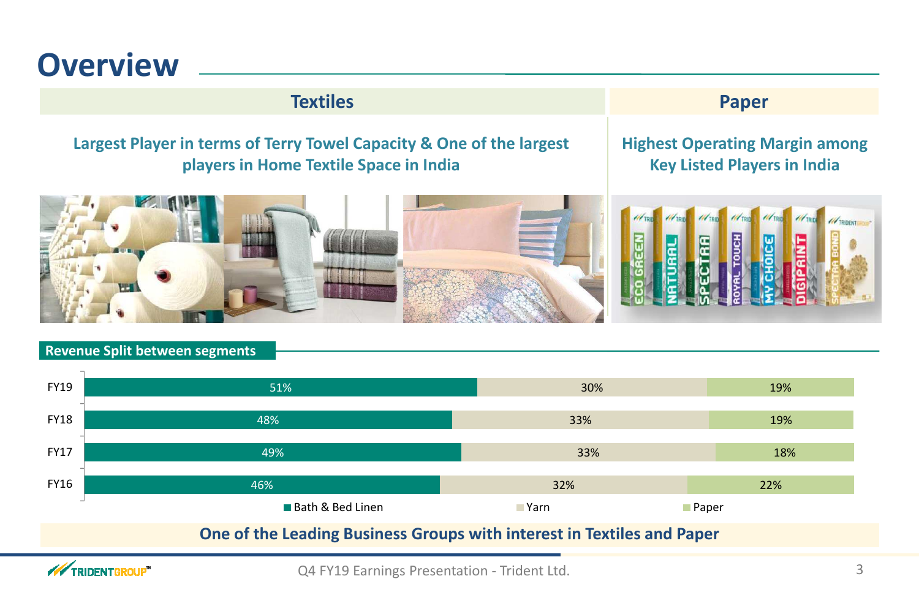# Overview

| Textiles | Paper |
| --- | --- |
| Largest Player in terms of Terry Towel Capacity & One of the largest players in Home Textile Space in India | Highest Operating Margin among Key Listed Players in India |

## Revenue Split between segments

| | Bath & Bed Linen | Yarn | Paper |
| --- | --- | --- | --- |
| FY19 | 51% | 30% | 19% |
| FY18 | 48% | 33% | 19% |
| FY17 | 49% | 33% | 18% |
| FY16 | 46% | 32% | 22% |

**One of the Leading Business Groups with interest in Textiles and Paper**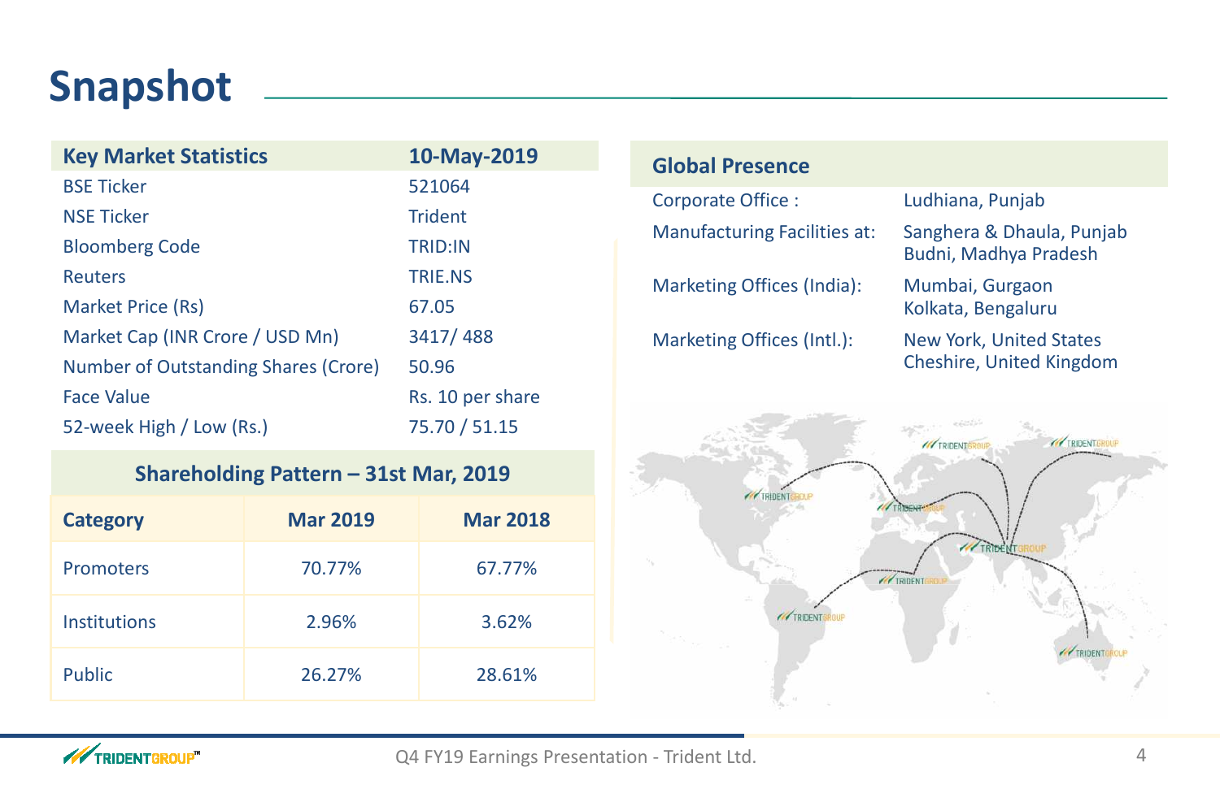# Snapshot

| Key Market Statistics | 10-May-2019 |
|---|---|
| BSE Ticker | 521064 |
| NSE Ticker | Trident |
| Bloomberg Code | TRID:IN |
| Reuters | TRIE.NS |
| Market Price (Rs) | 67.05 |
| Market Cap (INR Crore / USD Mn) | 3417/ 488 |
| Number of Outstanding Shares (Crore) | 50.96 |
| Face Value | Rs. 10 per share |
| 52-week High / Low (Rs.) | 75.70 / 51.15 |

## Shareholding Pattern – 31st Mar, 2019

| Category | Mar 2019 | Mar 2018 |
|---|---|---|
| Promoters | 70.77% | 67.77% |
| Institutions | 2.96% | 3.62% |
| Public | 26.27% | 28.61% |

## Global Presence

| | |
|---|---|
| Corporate Office : | Ludhiana, Punjab |
| Manufacturing Facilities at: | Sanghera & Dhaula, Punjab<br>Budni, Madhya Pradesh |
| Marketing Offices (India): | Mumbai, Gurgaon<br>Kolkata, Bengaluru |
| Marketing Offices (Intl.): | New York, United States<br>Cheshire, United Kingdom |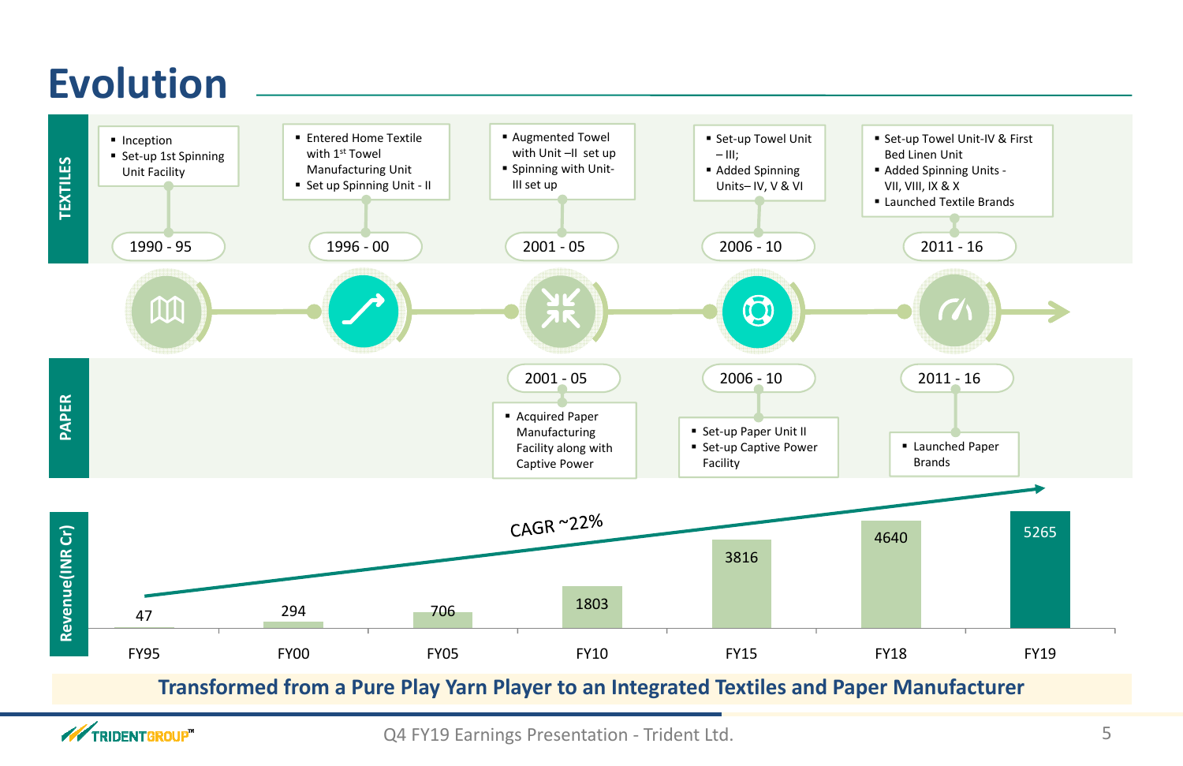# Evolution

## TEXTILES

**1990 - 95**
- Inception
- Set-up 1st Spinning Unit Facility

**1996 - 00**
- Entered Home Textile with 1st Towel Manufacturing Unit
- Set up Spinning Unit - II

**2001 - 05**
- Augmented Towel with Unit –II set up
- Spinning with Unit-III set up

**2006 - 10**
- Set-up Towel Unit – III;
- Added Spinning Units– IV, V & VI

**2011 - 16**
- Set-up Towel Unit-IV & First Bed Linen Unit
- Added Spinning Units - VII, VIII, IX & X
- Launched Textile Brands

## PAPER

**2001 - 05**
- Acquired Paper Manufacturing Facility along with Captive Power

**2006 - 10**
- Set-up Paper Unit II
- Set-up Captive Power Facility

**2011 - 16**
- Launched Paper Brands

## Revenue(INR Cr)

CAGR ~22%

| FY95 | FY00 | FY05 | FY10 | FY15 | FY18 | FY19 |
|---|---|---|---|---|---|---|
| 47 | 294 | 706 | 1803 | 3816 | 4640 | 5265 |

**Transformed from a Pure Play Yarn Player to an Integrated Textiles and Paper Manufacturer**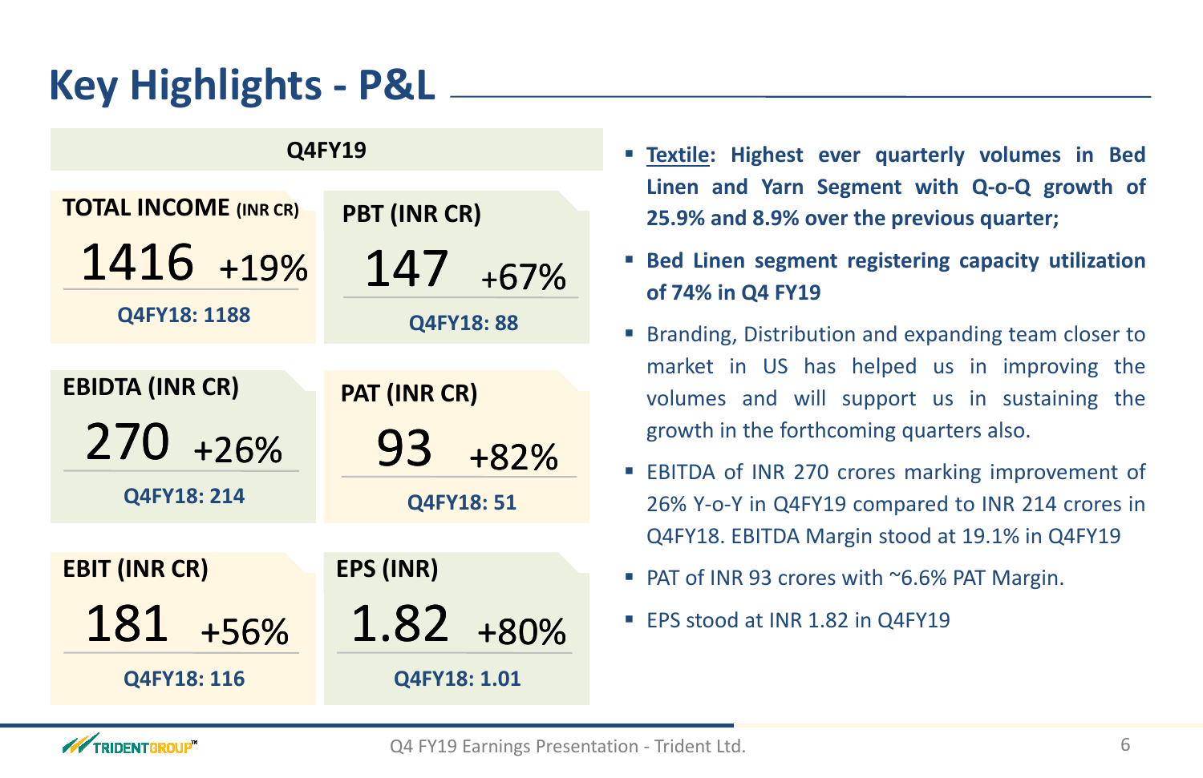# Key Highlights - P&L

**Q4FY19**

| Metric | Q4FY19 | Growth | Q4FY18 |
|---|---|---|---|
| TOTAL INCOME (INR CR) | 1416 | +19% | 1188 |
| PBT (INR CR) | 147 | +67% | 88 |
| EBIDTA (INR CR) | 270 | +26% | 214 |
| PAT (INR CR) | 93 | +82% | 51 |
| EBIT (INR CR) | 181 | +56% | 116 |
| EPS (INR) | 1.82 | +80% | 1.01 |

- **Textile: Highest ever quarterly volumes in Bed Linen and Yarn Segment with Q-o-Q growth of 25.9% and 8.9% over the previous quarter;**
- **Bed Linen segment registering capacity utilization of 74% in Q4 FY19**
- Branding, Distribution and expanding team closer to market in US has helped us in improving the volumes and will support us in sustaining the growth in the forthcoming quarters also.
- EBITDA of INR 270 crores marking improvement of 26% Y-o-Y in Q4FY19 compared to INR 214 crores in Q4FY18. EBITDA Margin stood at 19.1% in Q4FY19
- PAT of INR 93 crores with ~6.6% PAT Margin.
- EPS stood at INR 1.82 in Q4FY19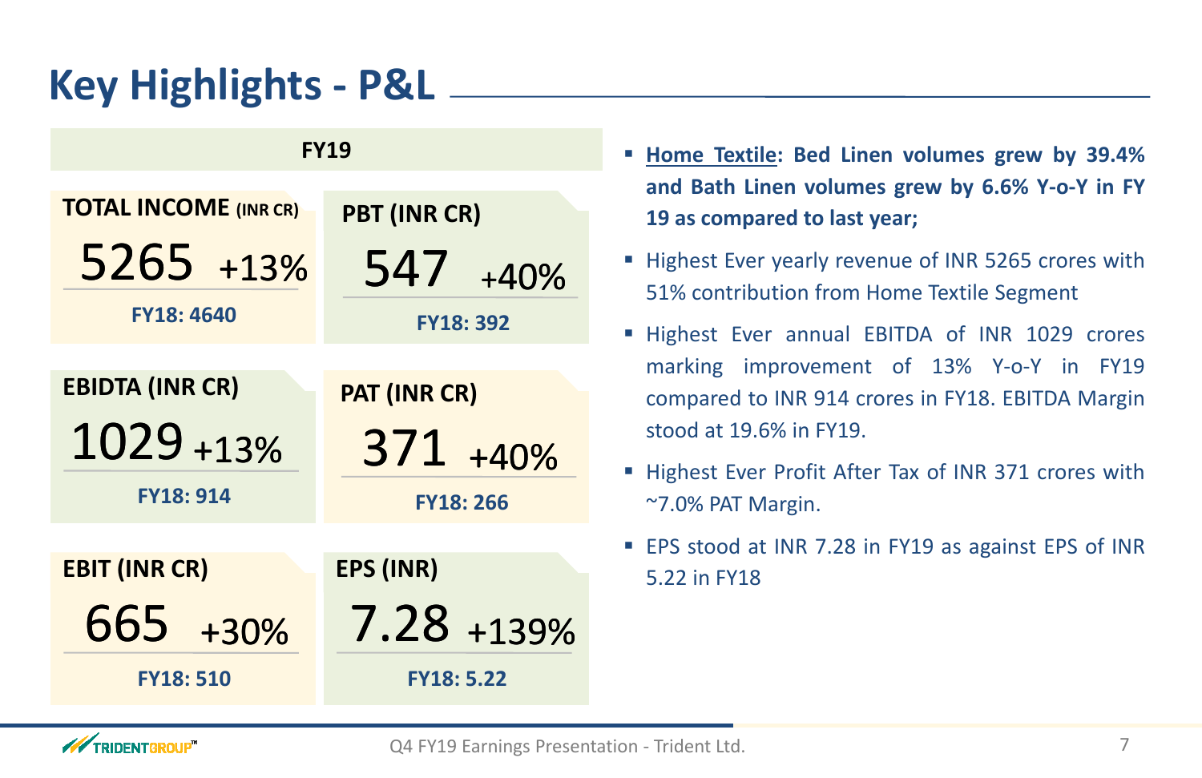# Key Highlights - P&L

**FY19**

| Metric | FY19 | Growth | FY18 |
|---|---|---|---|
| TOTAL INCOME (INR CR) | 5265 | +13% | FY18: 4640 |
| PBT (INR CR) | 547 | +40% | FY18: 392 |
| EBIDTA (INR CR) | 1029 | +13% | FY18: 914 |
| PAT (INR CR) | 371 | +40% | FY18: 266 |
| EBIT (INR CR) | 665 | +30% | FY18: 510 |
| EPS (INR) | 7.28 | +139% | FY18: 5.22 |

- **Home Textile: Bed Linen volumes grew by 39.4% and Bath Linen volumes grew by 6.6% Y-o-Y in FY 19 as compared to last year;**
- Highest Ever yearly revenue of INR 5265 crores with 51% contribution from Home Textile Segment
- Highest Ever annual EBITDA of INR 1029 crores marking improvement of 13% Y-o-Y in FY19 compared to INR 914 crores in FY18. EBITDA Margin stood at 19.6% in FY19.
- Highest Ever Profit After Tax of INR 371 crores with ~7.0% PAT Margin.
- EPS stood at INR 7.28 in FY19 as against EPS of INR 5.22 in FY18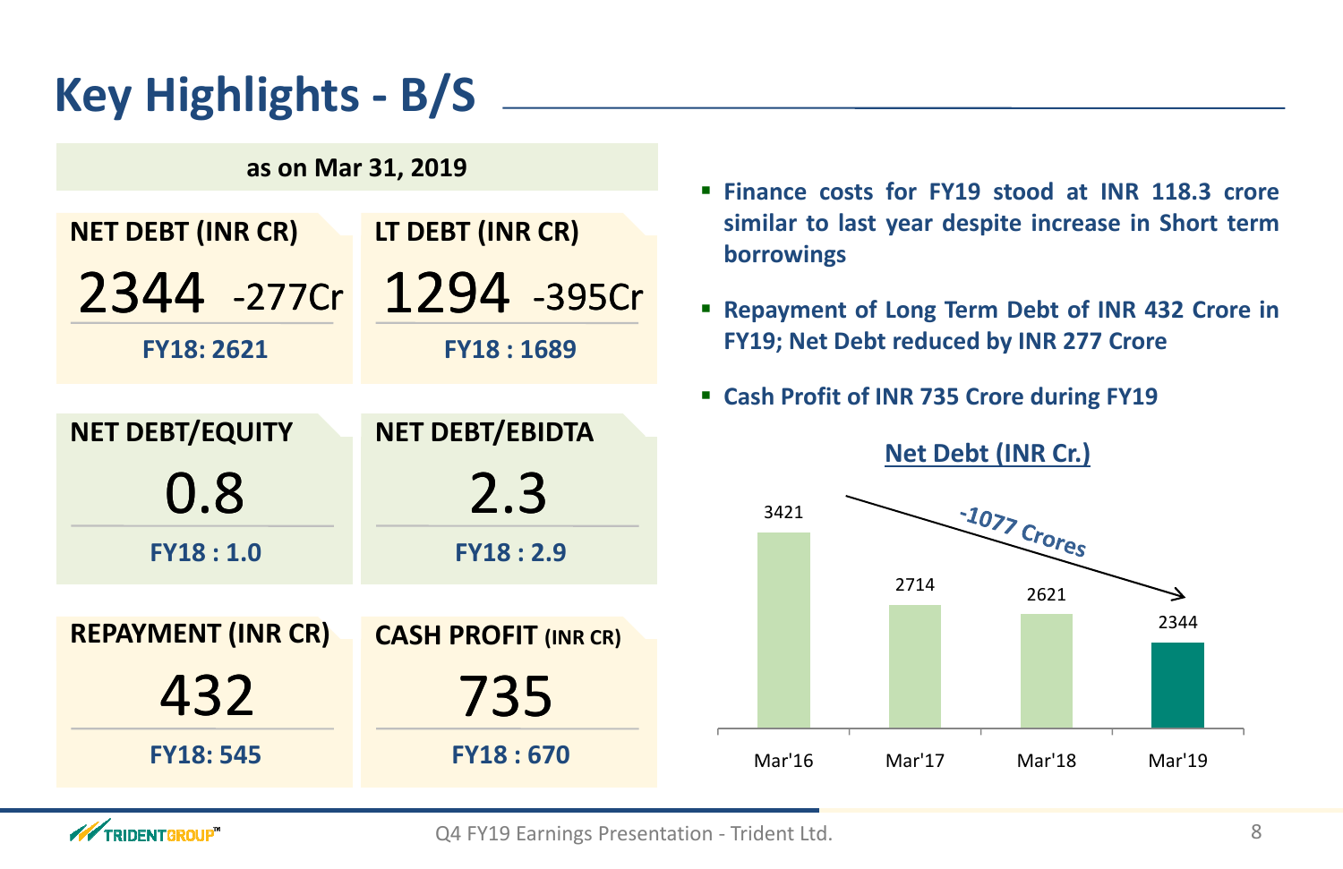# Key Highlights - B/S

**as on Mar 31, 2019**

| Metric | Value | Change | FY18 |
|---|---|---|---|
| NET DEBT (INR CR) | 2344 | -277Cr | FY18: 2621 |
| LT DEBT (INR CR) | 1294 | -395Cr | FY18 : 1689 |
| NET DEBT/EQUITY | 0.8 | | FY18 : 1.0 |
| NET DEBT/EBIDTA | 2.3 | | FY18 : 2.9 |
| REPAYMENT (INR CR) | 432 | | FY18: 545 |
| CASH PROFIT (INR CR) | 735 | | FY18 : 670 |

- **Finance costs for FY19 stood at INR 118.3 crore similar to last year despite increase in Short term borrowings**
- **Repayment of Long Term Debt of INR 432 Crore in FY19; Net Debt reduced by INR 277 Crore**
- **Cash Profit of INR 735 Crore during FY19**

**Net Debt (INR Cr.)**

| | Mar'16 | Mar'17 | Mar'18 | Mar'19 |
|---|---|---|---|---|
| Net Debt | 3421 | 2714 | 2621 | 2344 |

-1077 Crores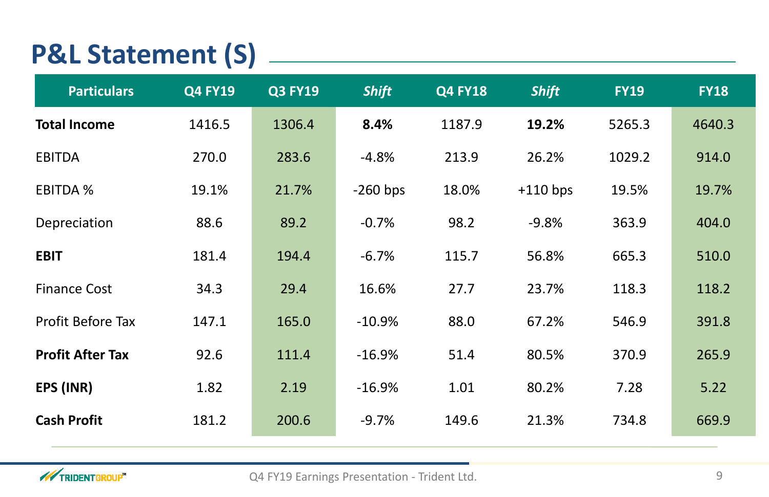# P&L Statement (S)

| Particulars | Q4 FY19 | Q3 FY19 | *Shift* | Q4 FY18 | *Shift* | FY19 | FY18 |
|---|---|---|---|---|---|---|---|
| **Total Income** | 1416.5 | 1306.4 | **8.4%** | 1187.9 | **19.2%** | 5265.3 | 4640.3 |
| EBITDA | 270.0 | 283.6 | -4.8% | 213.9 | 26.2% | 1029.2 | 914.0 |
| EBITDA % | 19.1% | 21.7% | -260 bps | 18.0% | +110 bps | 19.5% | 19.7% |
| Depreciation | 88.6 | 89.2 | -0.7% | 98.2 | -9.8% | 363.9 | 404.0 |
| **EBIT** | 181.4 | 194.4 | -6.7% | 115.7 | 56.8% | 665.3 | 510.0 |
| Finance Cost | 34.3 | 29.4 | 16.6% | 27.7 | 23.7% | 118.3 | 118.2 |
| Profit Before Tax | 147.1 | 165.0 | -10.9% | 88.0 | 67.2% | 546.9 | 391.8 |
| **Profit After Tax** | 92.6 | 111.4 | -16.9% | 51.4 | 80.5% | 370.9 | 265.9 |
| **EPS (INR)** | 1.82 | 2.19 | -16.9% | 1.01 | 80.2% | 7.28 | 5.22 |
| **Cash Profit** | 181.2 | 200.6 | -9.7% | 149.6 | 21.3% | 734.8 | 669.9 |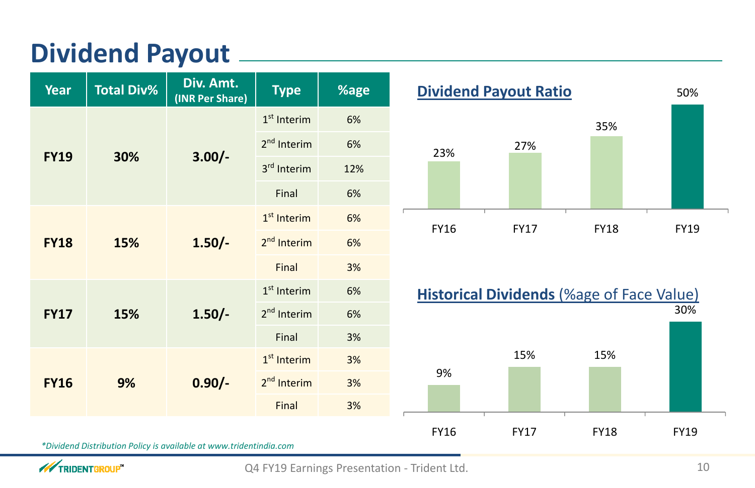# Dividend Payout

| Year | Total Div% | Div. Amt. (INR Per Share) | Type | %age |
|---|---|---|---|---|
| FY19 | 30% | 3.00/- | 1st Interim | 6% |
| | | | 2nd Interim | 6% |
| | | | 3rd Interim | 12% |
| | | | Final | 6% |
| FY18 | 15% | 1.50/- | 1st Interim | 6% |
| | | | 2nd Interim | 6% |
| | | | Final | 3% |
| FY17 | 15% | 1.50/- | 1st Interim | 6% |
| | | | 2nd Interim | 6% |
| | | | Final | 3% |
| FY16 | 9% | 0.90/- | 1st Interim | 3% |
| | | | 2nd Interim | 3% |
| | | | Final | 3% |

**Dividend Payout Ratio**

| FY16 | FY17 | FY18 | FY19 |
|---|---|---|---|
| 23% | 27% | 35% | 50% |

**Historical Dividends (%age of Face Value)**

| FY16 | FY17 | FY18 | FY19 |
|---|---|---|---|
| 9% | 15% | 15% | 30% |

*\*Dividend Distribution Policy is available at www.tridentindia.com*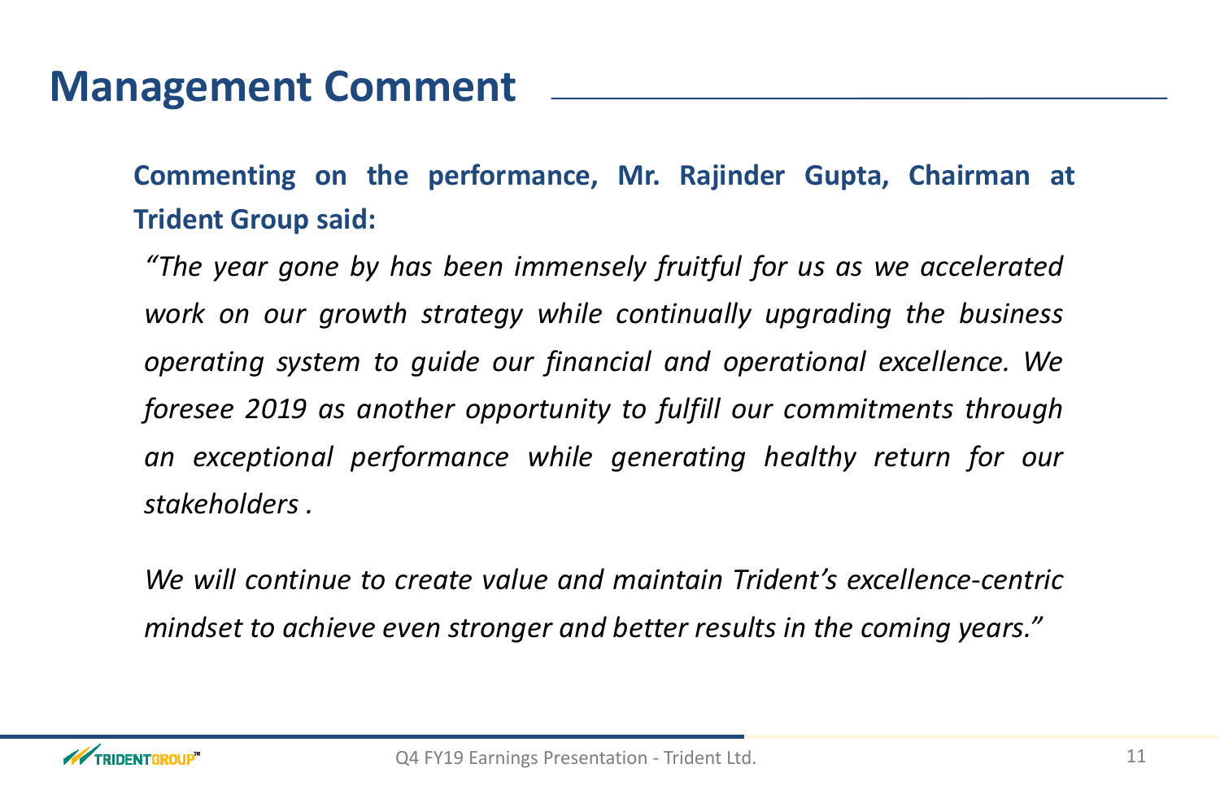# Management Comment

**Commenting on the performance, Mr. Rajinder Gupta, Chairman at Trident Group said:**

*"The year gone by has been immensely fruitful for us as we accelerated work on our growth strategy while continually upgrading the business operating system to guide our financial and operational excellence. We foresee 2019 as another opportunity to fulfill our commitments through an exceptional performance while generating healthy return for our stakeholders .*

*We will continue to create value and maintain Trident's excellence-centric mindset to achieve even stronger and better results in the coming years."*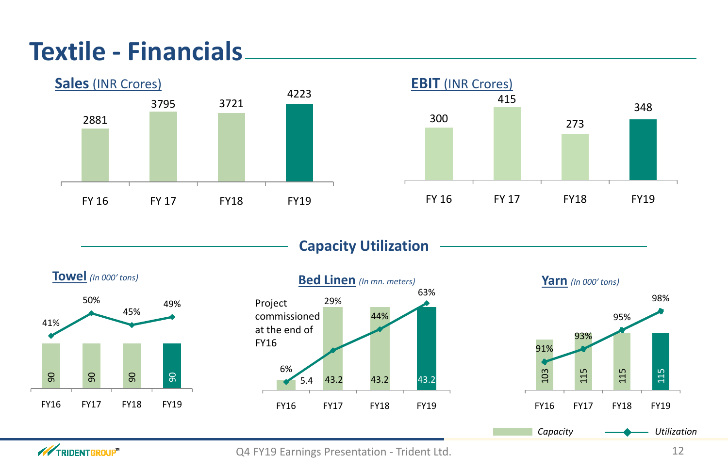# Textile - Financials

## Sales (INR Crores)

| | FY 16 | FY 17 | FY18 | FY19 |
|---|---|---|---|---|
| Sales | 2881 | 3795 | 3721 | 4223 |

## EBIT (INR Crores)

| | FY 16 | FY 17 | FY18 | FY19 |
|---|---|---|---|---|
| EBIT | 300 | 415 | 273 | 348 |

## Capacity Utilization

### Towel *(In 000' tons)*

| | FY16 | FY17 | FY18 | FY19 |
|---|---|---|---|---|
| Capacity | 90 | 90 | 90 | 90 |
| Utilization | 41% | 50% | 45% | 49% |

### Bed Linen *(In mn. meters)*

Project commissioned at the end of FY16

| | FY16 | FY17 | FY18 | FY19 |
|---|---|---|---|---|
| Capacity | 5.4 | 43.2 | 43.2 | 43.2 |
| Utilization | 6% | 29% | 44% | 63% |

### Yarn *(In 000' tons)*

| | FY16 | FY17 | FY18 | FY19 |
|---|---|---|---|---|
| Capacity | 103 | 115 | 115 | 115 |
| Utilization | 91% | 93% | 95% | 98% |

*Capacity* *Utilization*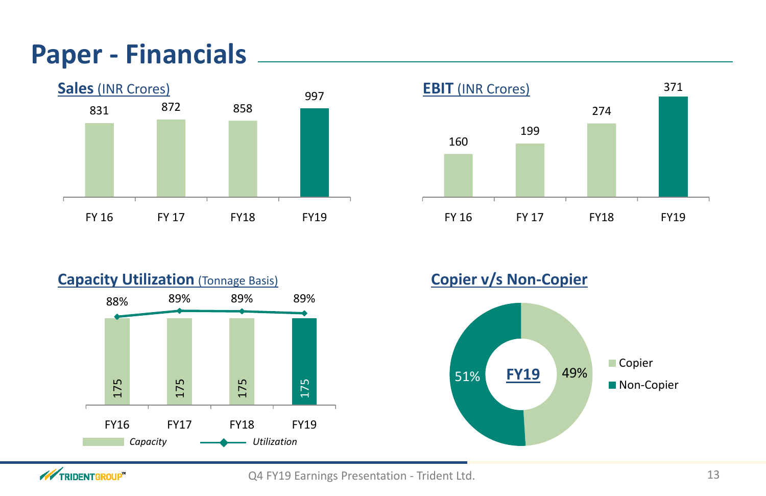# Paper - Financials

**Sales** (INR Crores)

| FY 16 | FY 17 | FY18 | FY19 |
|---|---|---|---|
| 831 | 872 | 858 | 997 |

**EBIT** (INR Crores)

| FY 16 | FY 17 | FY18 | FY19 |
|---|---|---|---|
| 160 | 199 | 274 | 371 |

**Capacity Utilization** (Tonnage Basis)

| | FY16 | FY17 | FY18 | FY19 |
|---|---|---|---|---|
| *Capacity* | 175 | 175 | 175 | 175 |
| *Utilization* | 88% | 89% | 89% | 89% |

**Copier v/s Non-Copier**

**FY19**

| Copier | Non-Copier |
|---|---|
| 49% | 51% |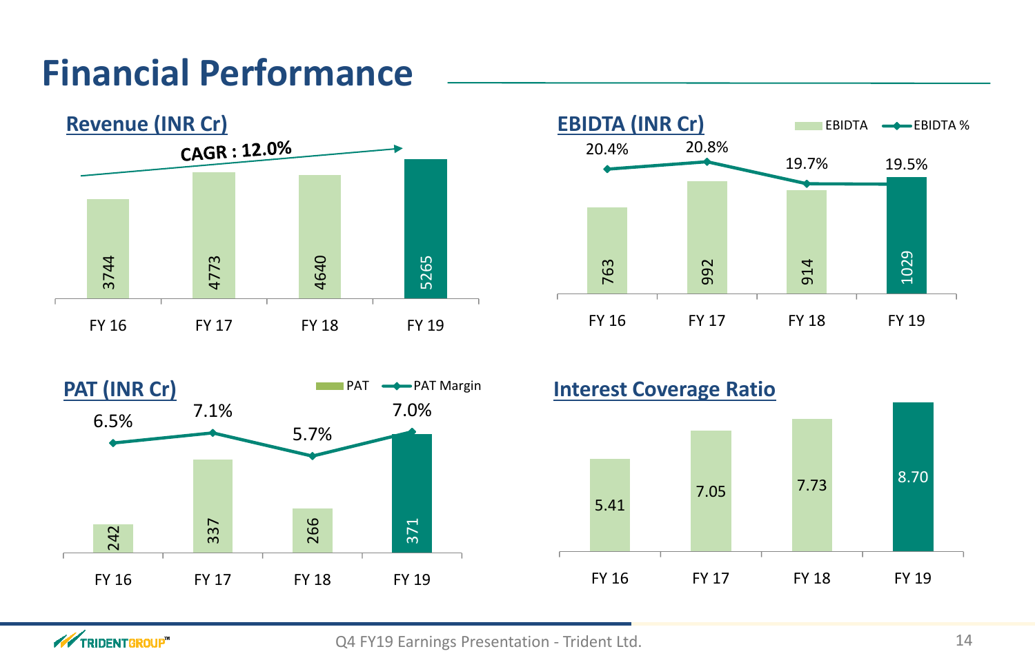# Financial Performance

## Revenue (INR Cr)

CAGR : 12.0%

| | FY 16 | FY 17 | FY 18 | FY 19 |
|---|---|---|---|---|
| Revenue | 3744 | 4773 | 4640 | 5265 |

## EBIDTA (INR Cr)

| | FY 16 | FY 17 | FY 18 | FY 19 |
|---|---|---|---|---|
| EBIDTA | 763 | 992 | 914 | 1029 |
| EBIDTA % | 20.4% | 20.8% | 19.7% | 19.5% |

## PAT (INR Cr)

| | FY 16 | FY 17 | FY 18 | FY 19 |
|---|---|---|---|---|
| PAT | 242 | 337 | 266 | 371 |
| PAT Margin | 6.5% | 7.1% | 5.7% | 7.0% |

## Interest Coverage Ratio

| | FY 16 | FY 17 | FY 18 | FY 19 |
|---|---|---|---|---|
| Interest Coverage Ratio | 5.41 | 7.05 | 7.73 | 8.70 |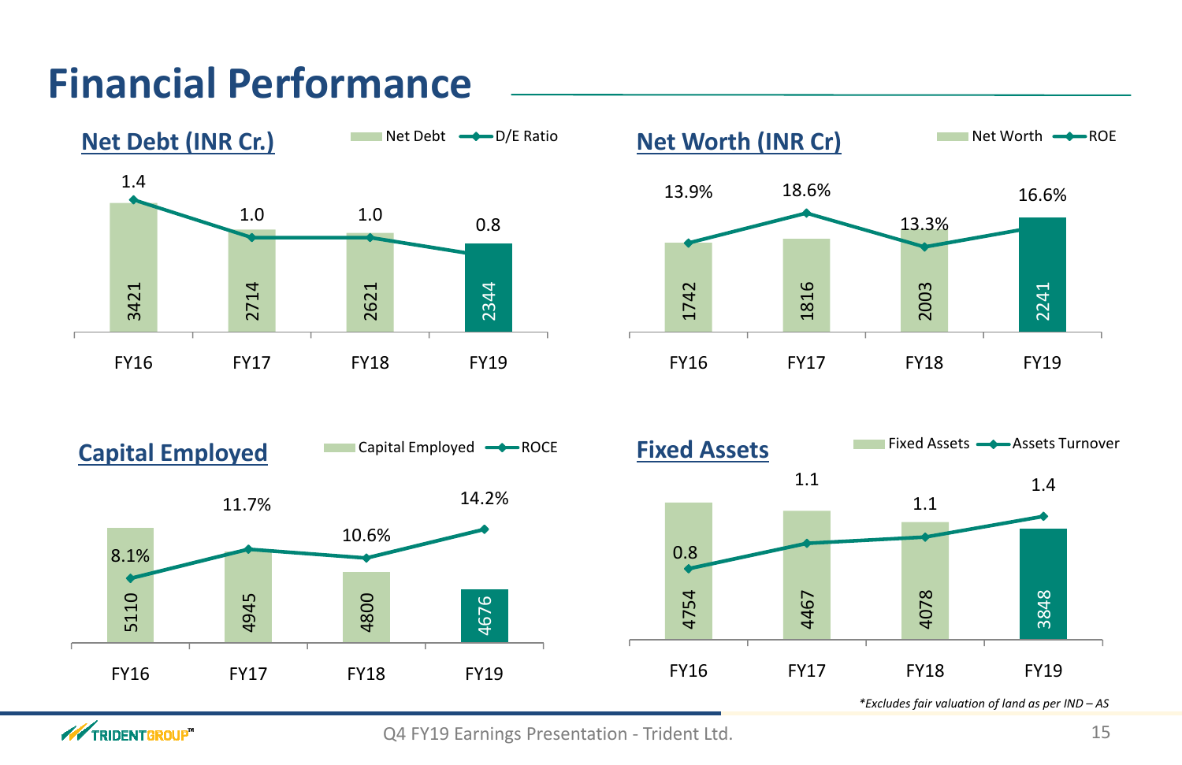# Financial Performance

## Net Debt (INR Cr.)

| | FY16 | FY17 | FY18 | FY19 |
|---|---|---|---|---|
| Net Debt | 3421 | 2714 | 2621 | 2344 |
| D/E Ratio | 1.4 | 1.0 | 1.0 | 0.8 |

## Net Worth (INR Cr)

| | FY16 | FY17 | FY18 | FY19 |
|---|---|---|---|---|
| Net Worth | 1742 | 1816 | 2003 | 2241 |
| ROE | 13.9% | 18.6% | 13.3% | 16.6% |

## Capital Employed

| | FY16 | FY17 | FY18 | FY19 |
|---|---|---|---|---|
| Capital Employed | 5110 | 4945 | 4800 | 4676 |
| ROCE | 8.1% | 11.7% | 10.6% | 14.2% |

## Fixed Assets

| | FY16 | FY17 | FY18 | FY19 |
|---|---|---|---|---|
| Fixed Assets | 4754 | 4467 | 4078 | 3848 |
| Assets Turnover | 0.8 | 1.1 | 1.1 | 1.4 |

*\*Excludes fair valuation of land as per IND – AS*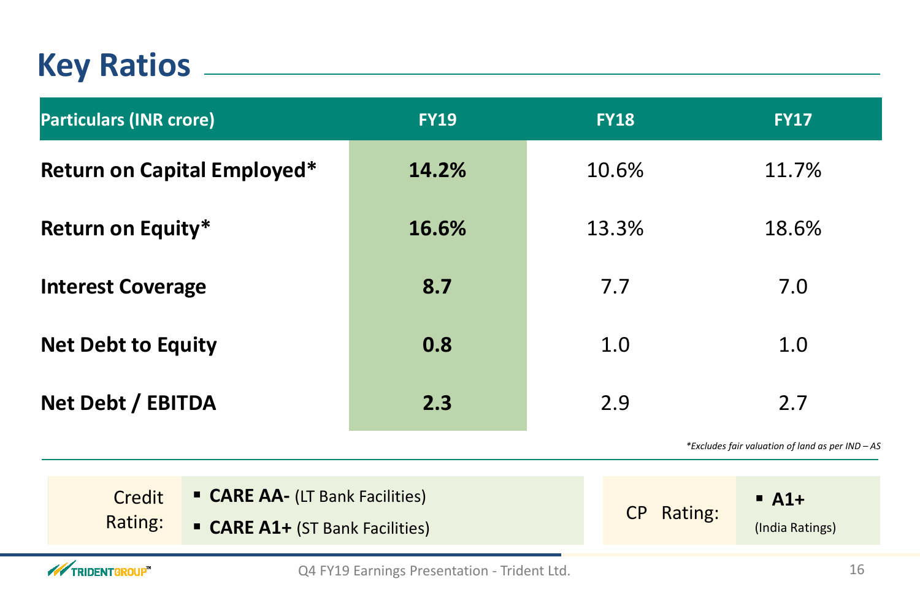# Key Ratios

| Particulars (INR crore) | FY19 | FY18 | FY17 |
|---|---|---|---|
| **Return on Capital Employed*** | **14.2%** | 10.6% | 11.7% |
| **Return on Equity*** | **16.6%** | 13.3% | 18.6% |
| **Interest Coverage** | **8.7** | 7.7 | 7.0 |
| **Net Debt to Equity** | **0.8** | 1.0 | 1.0 |
| **Net Debt / EBITDA** | **2.3** | 2.9 | 2.7 |

*\*Excludes fair valuation of land as per IND – AS*

Credit Rating:

- **CARE AA-** (LT Bank Facilities)
- **CARE A1+** (ST Bank Facilities)

CP Rating:

- **A1+** (India Ratings)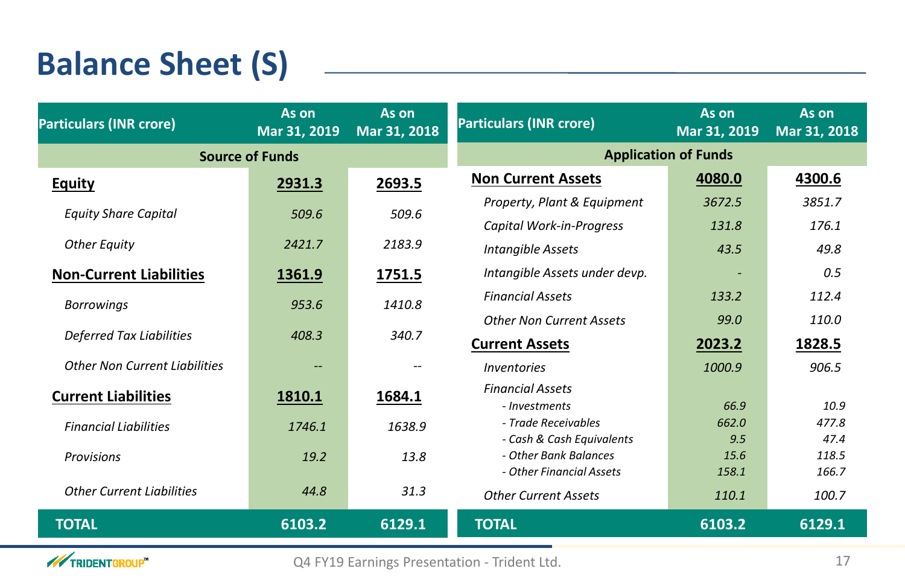# Balance Sheet (S)

| Particulars (INR crore) | As on Mar 31, 2019 | As on Mar 31, 2018 |
|---|---|---|
| **Source of Funds** | | |
| **Equity** | **2931.3** | **2693.5** |
| *Equity Share Capital* | *509.6* | *509.6* |
| *Other Equity* | *2421.7* | *2183.9* |
| **Non-Current Liabilities** | **1361.9** | **1751.5** |
| *Borrowings* | *953.6* | *1410.8* |
| *Deferred Tax Liabilities* | *408.3* | *340.7* |
| *Other Non Current Liabilities* | -- | -- |
| **Current Liabilities** | **1810.1** | **1684.1** |
| *Financial Liabilities* | *1746.1* | *1638.9* |
| *Provisions* | *19.2* | *13.8* |
| *Other Current Liabilities* | *44.8* | *31.3* |
| **TOTAL** | **6103.2** | **6129.1** |

| Particulars (INR crore) | As on Mar 31, 2019 | As on Mar 31, 2018 |
|---|---|---|
| **Application of Funds** | | |
| **Non Current Assets** | **4080.0** | **4300.6** |
| *Property, Plant & Equipment* | *3672.5* | *3851.7* |
| *Capital Work-in-Progress* | *131.8* | *176.1* |
| *Intangible Assets* | *43.5* | *49.8* |
| *Intangible Assets under devp.* | - | *0.5* |
| *Financial Assets* | *133.2* | *112.4* |
| *Other Non Current Assets* | *99.0* | *110.0* |
| **Current Assets** | **2023.2** | **1828.5** |
| *Inventories* | *1000.9* | *906.5* |
| *Financial Assets* | | |
| *- Investments* | *66.9* | *10.9* |
| *- Trade Receivables* | *662.0* | *477.8* |
| *- Cash & Cash Equivalents* | *9.5* | *47.4* |
| *- Other Bank Balances* | *15.6* | *118.5* |
| *- Other Financial Assets* | *158.1* | *166.7* |
| *Other Current Assets* | *110.1* | *100.7* |
| **TOTAL** | **6103.2** | **6129.1** |

Q4 FY19 Earnings Presentation - Trident Ltd.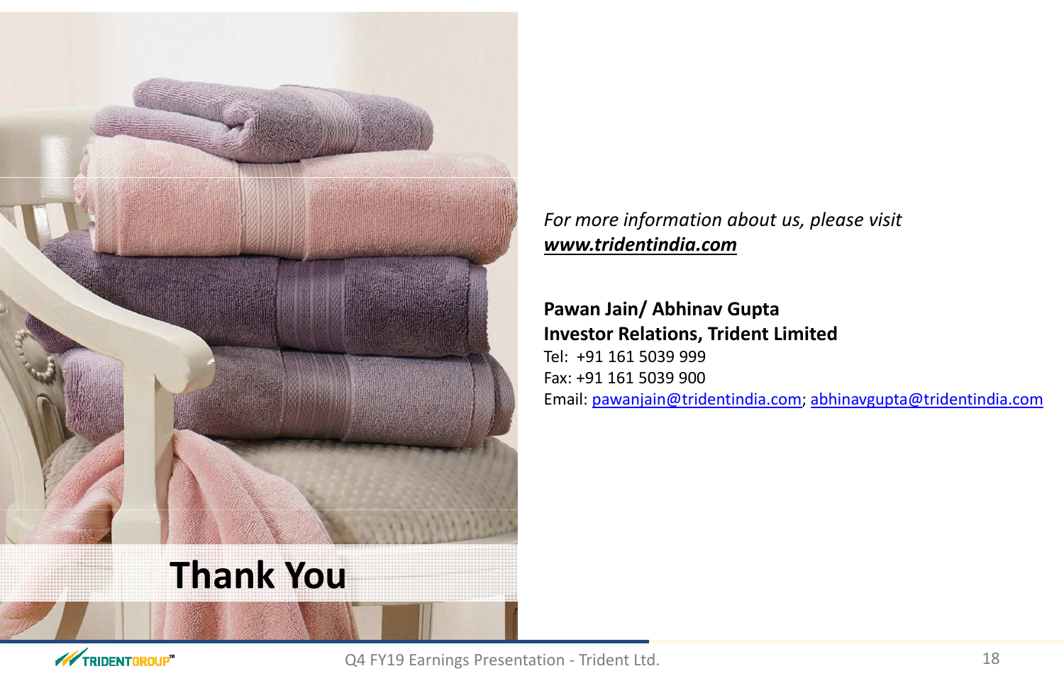# Thank You

*For more information about us, please visit*
***www.tridentindia.com***

**Pawan Jain/ Abhinav Gupta**
**Investor Relations, Trident Limited**
Tel: +91 161 5039 999
Fax: +91 161 5039 900
Email: pawanjain@tridentindia.com; abhinavgupta@tridentindia.com